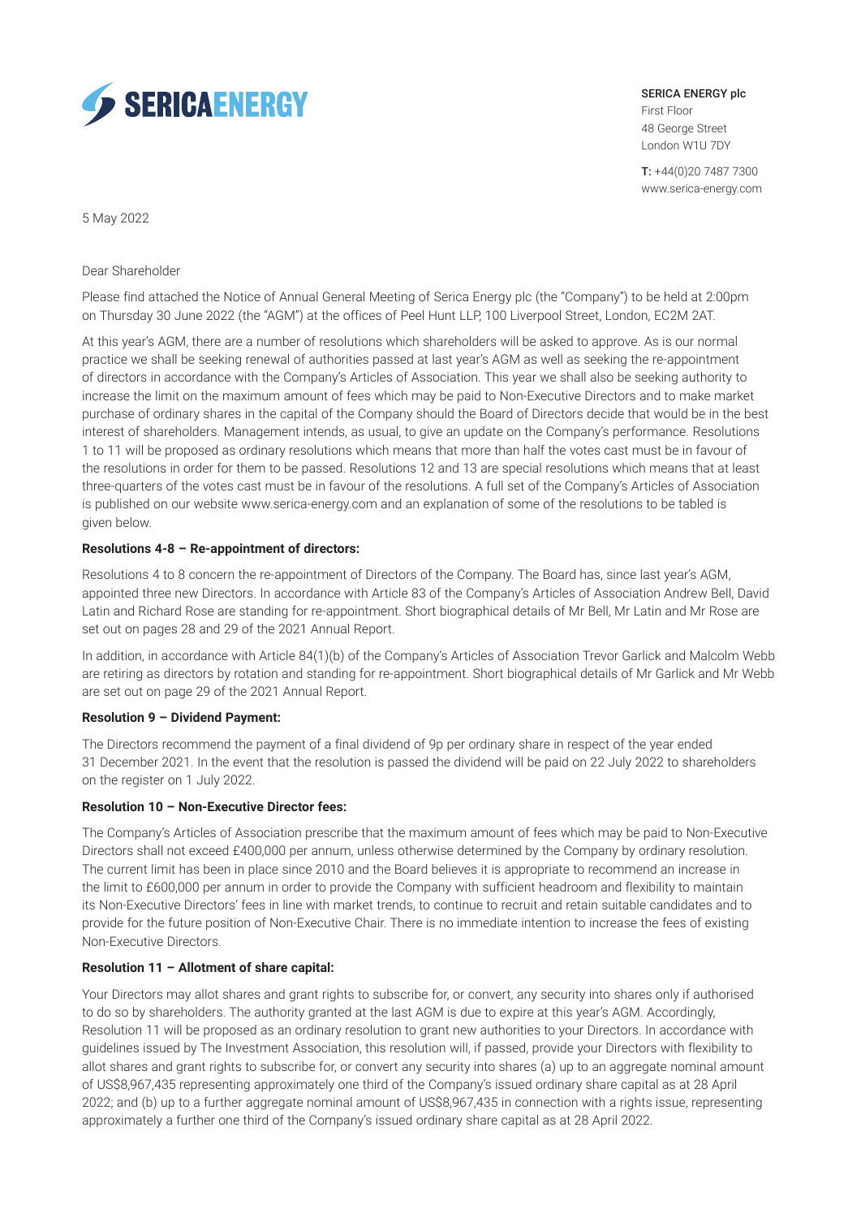SERICA ENERGY

**SERICA ENERGY plc**
First Floor
48 George Street
London W1U 7DY

**T:** +44(0)20 7487 7300
www.serica-energy.com

5 May 2022

Dear Shareholder

Please find attached the Notice of Annual General Meeting of Serica Energy plc (the "Company") to be held at 2:00pm on Thursday 30 June 2022 (the "AGM") at the offices of Peel Hunt LLP, 100 Liverpool Street, London, EC2M 2AT.

At this year's AGM, there are a number of resolutions which shareholders will be asked to approve. As is our normal practice we shall be seeking renewal of authorities passed at last year's AGM as well as seeking the re-appointment of directors in accordance with the Company's Articles of Association. This year we shall also be seeking authority to increase the limit on the maximum amount of fees which may be paid to Non-Executive Directors and to make market purchase of ordinary shares in the capital of the Company should the Board of Directors decide that would be in the best interest of shareholders. Management intends, as usual, to give an update on the Company's performance. Resolutions 1 to 11 will be proposed as ordinary resolutions which means that more than half the votes cast must be in favour of the resolutions in order for them to be passed. Resolutions 12 and 13 are special resolutions which means that at least three-quarters of the votes cast must be in favour of the resolutions. A full set of the Company's Articles of Association is published on our website www.serica-energy.com and an explanation of some of the resolutions to be tabled is given below.

**Resolutions 4-8 – Re-appointment of directors:**

Resolutions 4 to 8 concern the re-appointment of Directors of the Company. The Board has, since last year's AGM, appointed three new Directors. In accordance with Article 83 of the Company's Articles of Association Andrew Bell, David Latin and Richard Rose are standing for re-appointment. Short biographical details of Mr Bell, Mr Latin and Mr Rose are set out on pages 28 and 29 of the 2021 Annual Report.

In addition, in accordance with Article 84(1)(b) of the Company's Articles of Association Trevor Garlick and Malcolm Webb are retiring as directors by rotation and standing for re-appointment. Short biographical details of Mr Garlick and Mr Webb are set out on page 29 of the 2021 Annual Report.

**Resolution 9 – Dividend Payment:**

The Directors recommend the payment of a final dividend of 9p per ordinary share in respect of the year ended 31 December 2021. In the event that the resolution is passed the dividend will be paid on 22 July 2022 to shareholders on the register on 1 July 2022.

**Resolution 10 – Non-Executive Director fees:**

The Company's Articles of Association prescribe that the maximum amount of fees which may be paid to Non-Executive Directors shall not exceed £400,000 per annum, unless otherwise determined by the Company by ordinary resolution. The current limit has been in place since 2010 and the Board believes it is appropriate to recommend an increase in the limit to £600,000 per annum in order to provide the Company with sufficient headroom and flexibility to maintain its Non-Executive Directors' fees in line with market trends, to continue to recruit and retain suitable candidates and to provide for the future position of Non-Executive Chair. There is no immediate intention to increase the fees of existing Non-Executive Directors.

**Resolution 11 – Allotment of share capital:**

Your Directors may allot shares and grant rights to subscribe for, or convert, any security into shares only if authorised to do so by shareholders. The authority granted at the last AGM is due to expire at this year's AGM. Accordingly, Resolution 11 will be proposed as an ordinary resolution to grant new authorities to your Directors. In accordance with guidelines issued by The Investment Association, this resolution will, if passed, provide your Directors with flexibility to allot shares and grant rights to subscribe for, or convert any security into shares (a) up to an aggregate nominal amount of US$8,967,435 representing approximately one third of the Company's issued ordinary share capital as at 28 April 2022; and (b) up to a further aggregate nominal amount of US$8,967,435 in connection with a rights issue, representing approximately a further one third of the Company's issued ordinary share capital as at 28 April 2022.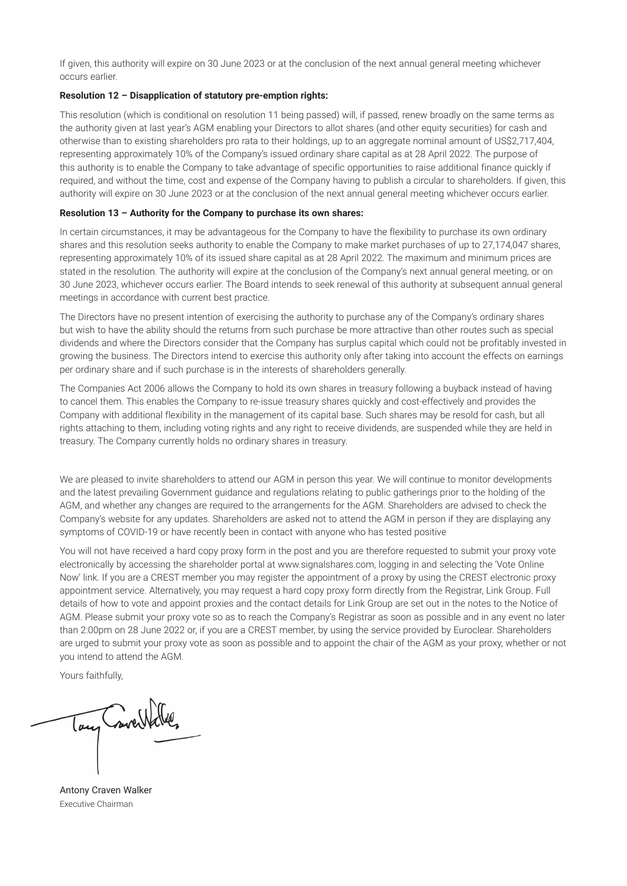If given, this authority will expire on 30 June 2023 or at the conclusion of the next annual general meeting whichever occurs earlier.

**Resolution 12 – Disapplication of statutory pre-emption rights:**

This resolution (which is conditional on resolution 11 being passed) will, if passed, renew broadly on the same terms as the authority given at last year's AGM enabling your Directors to allot shares (and other equity securities) for cash and otherwise than to existing shareholders pro rata to their holdings, up to an aggregate nominal amount of US$2,717,404, representing approximately 10% of the Company's issued ordinary share capital as at 28 April 2022. The purpose of this authority is to enable the Company to take advantage of specific opportunities to raise additional finance quickly if required, and without the time, cost and expense of the Company having to publish a circular to shareholders. If given, this authority will expire on 30 June 2023 or at the conclusion of the next annual general meeting whichever occurs earlier.

**Resolution 13 – Authority for the Company to purchase its own shares:**

In certain circumstances, it may be advantageous for the Company to have the flexibility to purchase its own ordinary shares and this resolution seeks authority to enable the Company to make market purchases of up to 27,174,047 shares, representing approximately 10% of its issued share capital as at 28 April 2022. The maximum and minimum prices are stated in the resolution. The authority will expire at the conclusion of the Company's next annual general meeting, or on 30 June 2023, whichever occurs earlier. The Board intends to seek renewal of this authority at subsequent annual general meetings in accordance with current best practice.

The Directors have no present intention of exercising the authority to purchase any of the Company's ordinary shares but wish to have the ability should the returns from such purchase be more attractive than other routes such as special dividends and where the Directors consider that the Company has surplus capital which could not be profitably invested in growing the business. The Directors intend to exercise this authority only after taking into account the effects on earnings per ordinary share and if such purchase is in the interests of shareholders generally.

The Companies Act 2006 allows the Company to hold its own shares in treasury following a buyback instead of having to cancel them. This enables the Company to re-issue treasury shares quickly and cost-effectively and provides the Company with additional flexibility in the management of its capital base. Such shares may be resold for cash, but all rights attaching to them, including voting rights and any right to receive dividends, are suspended while they are held in treasury. The Company currently holds no ordinary shares in treasury.

We are pleased to invite shareholders to attend our AGM in person this year. We will continue to monitor developments and the latest prevailing Government guidance and regulations relating to public gatherings prior to the holding of the AGM, and whether any changes are required to the arrangements for the AGM. Shareholders are advised to check the Company's website for any updates. Shareholders are asked not to attend the AGM in person if they are displaying any symptoms of COVID-19 or have recently been in contact with anyone who has tested positive

You will not have received a hard copy proxy form in the post and you are therefore requested to submit your proxy vote electronically by accessing the shareholder portal at www.signalshares.com, logging in and selecting the 'Vote Online Now' link. If you are a CREST member you may register the appointment of a proxy by using the CREST electronic proxy appointment service. Alternatively, you may request a hard copy proxy form directly from the Registrar, Link Group. Full details of how to vote and appoint proxies and the contact details for Link Group are set out in the notes to the Notice of AGM. Please submit your proxy vote so as to reach the Company's Registrar as soon as possible and in any event no later than 2:00pm on 28 June 2022 or, if you are a CREST member, by using the service provided by Euroclear. Shareholders are urged to submit your proxy vote as soon as possible and to appoint the chair of the AGM as your proxy, whether or not you intend to attend the AGM.

Yours faithfully,

Antony Craven Walker
Executive Chairman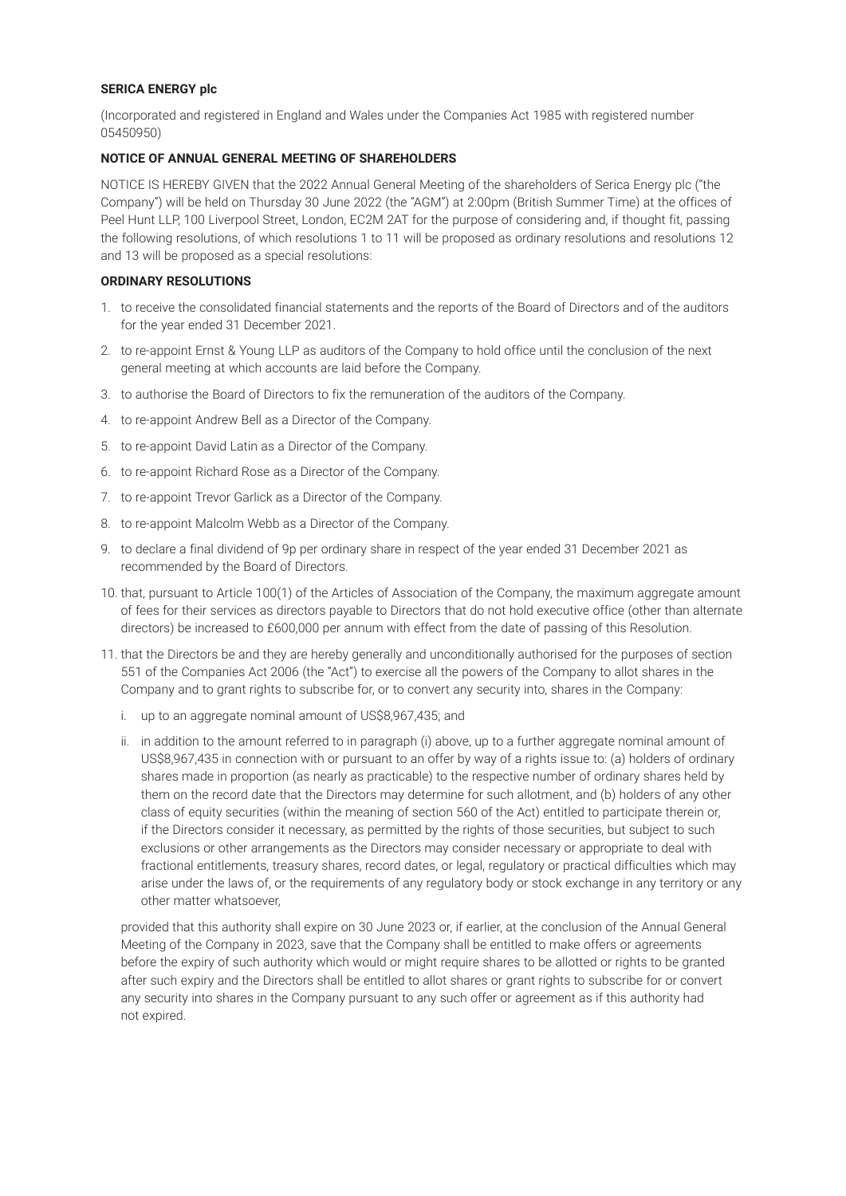**SERICA ENERGY plc**

(Incorporated and registered in England and Wales under the Companies Act 1985 with registered number 05450950)

**NOTICE OF ANNUAL GENERAL MEETING OF SHAREHOLDERS**

NOTICE IS HEREBY GIVEN that the 2022 Annual General Meeting of the shareholders of Serica Energy plc ("the Company") will be held on Thursday 30 June 2022 (the "AGM") at 2:00pm (British Summer Time) at the offices of Peel Hunt LLP, 100 Liverpool Street, London, EC2M 2AT for the purpose of considering and, if thought fit, passing the following resolutions, of which resolutions 1 to 11 will be proposed as ordinary resolutions and resolutions 12 and 13 will be proposed as a special resolutions:

**ORDINARY RESOLUTIONS**

1. to receive the consolidated financial statements and the reports of the Board of Directors and of the auditors for the year ended 31 December 2021.
2. to re-appoint Ernst & Young LLP as auditors of the Company to hold office until the conclusion of the next general meeting at which accounts are laid before the Company.
3. to authorise the Board of Directors to fix the remuneration of the auditors of the Company.
4. to re-appoint Andrew Bell as a Director of the Company.
5. to re-appoint David Latin as a Director of the Company.
6. to re-appoint Richard Rose as a Director of the Company.
7. to re-appoint Trevor Garlick as a Director of the Company.
8. to re-appoint Malcolm Webb as a Director of the Company.
9. to declare a final dividend of 9p per ordinary share in respect of the year ended 31 December 2021 as recommended by the Board of Directors.
10. that, pursuant to Article 100(1) of the Articles of Association of the Company, the maximum aggregate amount of fees for their services as directors payable to Directors that do not hold executive office (other than alternate directors) be increased to £600,000 per annum with effect from the date of passing of this Resolution.
11. that the Directors be and they are hereby generally and unconditionally authorised for the purposes of section 551 of the Companies Act 2006 (the "Act") to exercise all the powers of the Company to allot shares in the Company and to grant rights to subscribe for, or to convert any security into, shares in the Company:

    i. up to an aggregate nominal amount of US$8,967,435; and

    ii. in addition to the amount referred to in paragraph (i) above, up to a further aggregate nominal amount of US$8,967,435 in connection with or pursuant to an offer by way of a rights issue to: (a) holders of ordinary shares made in proportion (as nearly as practicable) to the respective number of ordinary shares held by them on the record date that the Directors may determine for such allotment, and (b) holders of any other class of equity securities (within the meaning of section 560 of the Act) entitled to participate therein or, if the Directors consider it necessary, as permitted by the rights of those securities, but subject to such exclusions or other arrangements as the Directors may consider necessary or appropriate to deal with fractional entitlements, treasury shares, record dates, or legal, regulatory or practical difficulties which may arise under the laws of, or the requirements of any regulatory body or stock exchange in any territory or any other matter whatsoever,

    provided that this authority shall expire on 30 June 2023 or, if earlier, at the conclusion of the Annual General Meeting of the Company in 2023, save that the Company shall be entitled to make offers or agreements before the expiry of such authority which would or might require shares to be allotted or rights to be granted after such expiry and the Directors shall be entitled to allot shares or grant rights to subscribe for or convert any security into shares in the Company pursuant to any such offer or agreement as if this authority had not expired.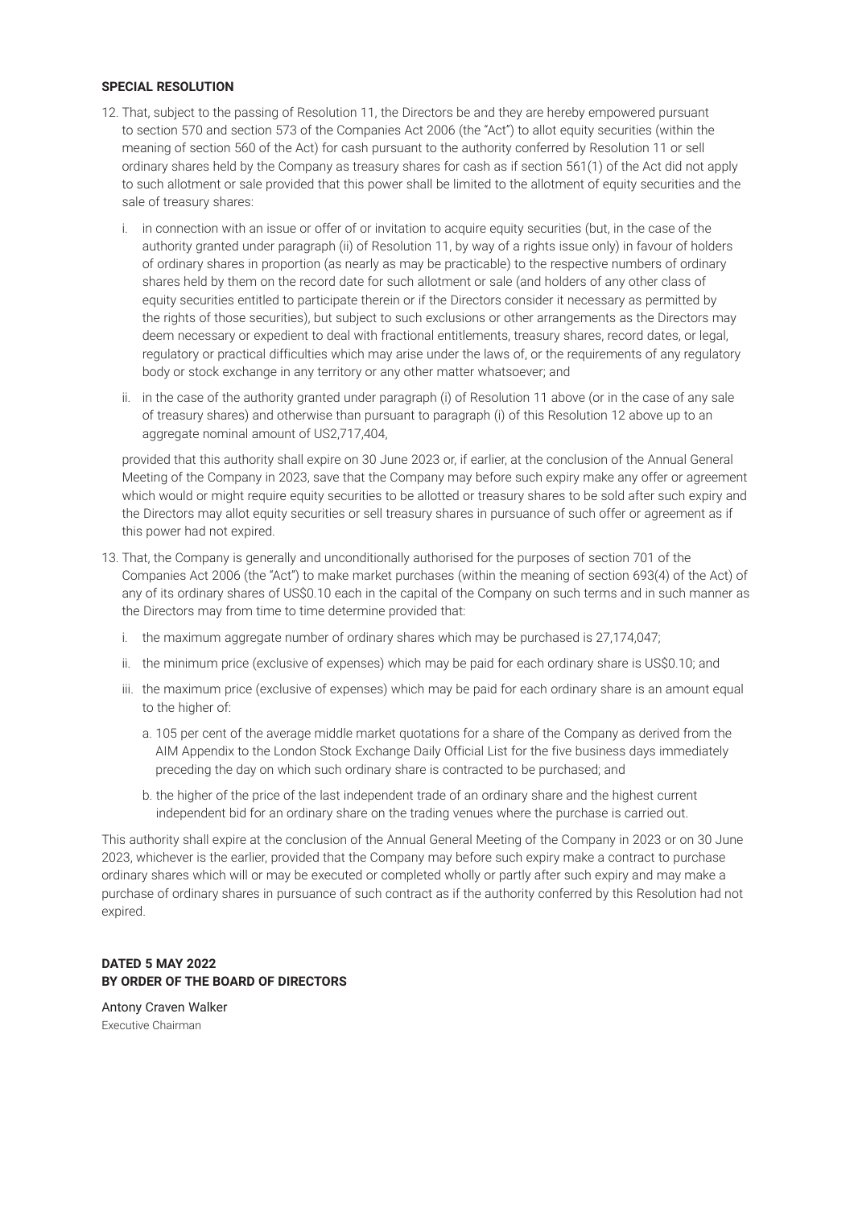**SPECIAL RESOLUTION**

12. That, subject to the passing of Resolution 11, the Directors be and they are hereby empowered pursuant to section 570 and section 573 of the Companies Act 2006 (the "Act") to allot equity securities (within the meaning of section 560 of the Act) for cash pursuant to the authority conferred by Resolution 11 or sell ordinary shares held by the Company as treasury shares for cash as if section 561(1) of the Act did not apply to such allotment or sale provided that this power shall be limited to the allotment of equity securities and the sale of treasury shares:

    i. in connection with an issue or offer of or invitation to acquire equity securities (but, in the case of the authority granted under paragraph (ii) of Resolution 11, by way of a rights issue only) in favour of holders of ordinary shares in proportion (as nearly as may be practicable) to the respective numbers of ordinary shares held by them on the record date for such allotment or sale (and holders of any other class of equity securities entitled to participate therein or if the Directors consider it necessary as permitted by the rights of those securities), but subject to such exclusions or other arrangements as the Directors may deem necessary or expedient to deal with fractional entitlements, treasury shares, record dates, or legal, regulatory or practical difficulties which may arise under the laws of, or the requirements of any regulatory body or stock exchange in any territory or any other matter whatsoever; and

    ii. in the case of the authority granted under paragraph (i) of Resolution 11 above (or in the case of any sale of treasury shares) and otherwise than pursuant to paragraph (i) of this Resolution 12 above up to an aggregate nominal amount of US2,717,404,

    provided that this authority shall expire on 30 June 2023 or, if earlier, at the conclusion of the Annual General Meeting of the Company in 2023, save that the Company may before such expiry make any offer or agreement which would or might require equity securities to be allotted or treasury shares to be sold after such expiry and the Directors may allot equity securities or sell treasury shares in pursuance of such offer or agreement as if this power had not expired.

13. That, the Company is generally and unconditionally authorised for the purposes of section 701 of the Companies Act 2006 (the "Act") to make market purchases (within the meaning of section 693(4) of the Act) of any of its ordinary shares of US$0.10 each in the capital of the Company on such terms and in such manner as the Directors may from time to time determine provided that:

    i. the maximum aggregate number of ordinary shares which may be purchased is 27,174,047;

    ii. the minimum price (exclusive of expenses) which may be paid for each ordinary share is US$0.10; and

    iii. the maximum price (exclusive of expenses) which may be paid for each ordinary share is an amount equal to the higher of:

        a. 105 per cent of the average middle market quotations for a share of the Company as derived from the AIM Appendix to the London Stock Exchange Daily Official List for the five business days immediately preceding the day on which such ordinary share is contracted to be purchased; and

        b. the higher of the price of the last independent trade of an ordinary share and the highest current independent bid for an ordinary share on the trading venues where the purchase is carried out.

This authority shall expire at the conclusion of the Annual General Meeting of the Company in 2023 or on 30 June 2023, whichever is the earlier, provided that the Company may before such expiry make a contract to purchase ordinary shares which will or may be executed or completed wholly or partly after such expiry and may make a purchase of ordinary shares in pursuance of such contract as if the authority conferred by this Resolution had not expired.

**DATED 5 MAY 2022**
**BY ORDER OF THE BOARD OF DIRECTORS**

Antony Craven Walker
Executive Chairman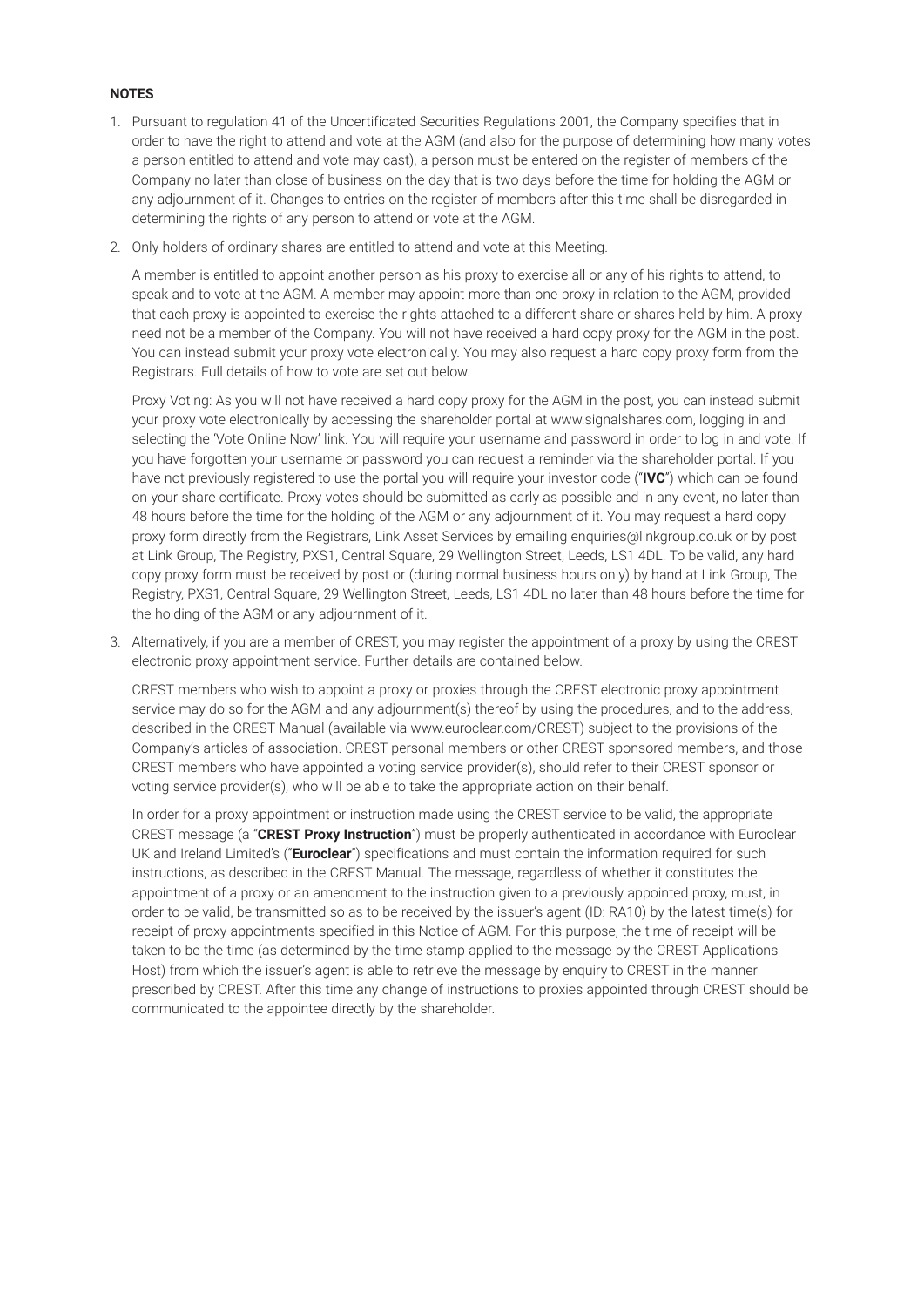**NOTES**

1. Pursuant to regulation 41 of the Uncertificated Securities Regulations 2001, the Company specifies that in order to have the right to attend and vote at the AGM (and also for the purpose of determining how many votes a person entitled to attend and vote may cast), a person must be entered on the register of members of the Company no later than close of business on the day that is two days before the time for holding the AGM or any adjournment of it. Changes to entries on the register of members after this time shall be disregarded in determining the rights of any person to attend or vote at the AGM.

2. Only holders of ordinary shares are entitled to attend and vote at this Meeting.

   A member is entitled to appoint another person as his proxy to exercise all or any of his rights to attend, to speak and to vote at the AGM. A member may appoint more than one proxy in relation to the AGM, provided that each proxy is appointed to exercise the rights attached to a different share or shares held by him. A proxy need not be a member of the Company. You will not have received a hard copy proxy for the AGM in the post. You can instead submit your proxy vote electronically. You may also request a hard copy proxy form from the Registrars. Full details of how to vote are set out below.

   Proxy Voting: As you will not have received a hard copy proxy for the AGM in the post, you can instead submit your proxy vote electronically by accessing the shareholder portal at www.signalshares.com, logging in and selecting the 'Vote Online Now' link. You will require your username and password in order to log in and vote. If you have forgotten your username or password you can request a reminder via the shareholder portal. If you have not previously registered to use the portal you will require your investor code ("**IVC**") which can be found on your share certificate. Proxy votes should be submitted as early as possible and in any event, no later than 48 hours before the time for the holding of the AGM or any adjournment of it. You may request a hard copy proxy form directly from the Registrars, Link Asset Services by emailing enquiries@linkgroup.co.uk or by post at Link Group, The Registry, PXS1, Central Square, 29 Wellington Street, Leeds, LS1 4DL. To be valid, any hard copy proxy form must be received by post or (during normal business hours only) by hand at Link Group, The Registry, PXS1, Central Square, 29 Wellington Street, Leeds, LS1 4DL no later than 48 hours before the time for the holding of the AGM or any adjournment of it.

3. Alternatively, if you are a member of CREST, you may register the appointment of a proxy by using the CREST electronic proxy appointment service. Further details are contained below.

   CREST members who wish to appoint a proxy or proxies through the CREST electronic proxy appointment service may do so for the AGM and any adjournment(s) thereof by using the procedures, and to the address, described in the CREST Manual (available via www.euroclear.com/CREST) subject to the provisions of the Company's articles of association. CREST personal members or other CREST sponsored members, and those CREST members who have appointed a voting service provider(s), should refer to their CREST sponsor or voting service provider(s), who will be able to take the appropriate action on their behalf.

   In order for a proxy appointment or instruction made using the CREST service to be valid, the appropriate CREST message (a "**CREST Proxy Instruction**") must be properly authenticated in accordance with Euroclear UK and Ireland Limited's ("**Euroclear**") specifications and must contain the information required for such instructions, as described in the CREST Manual. The message, regardless of whether it constitutes the appointment of a proxy or an amendment to the instruction given to a previously appointed proxy, must, in order to be valid, be transmitted so as to be received by the issuer's agent (ID: RA10) by the latest time(s) for receipt of proxy appointments specified in this Notice of AGM. For this purpose, the time of receipt will be taken to be the time (as determined by the time stamp applied to the message by the CREST Applications Host) from which the issuer's agent is able to retrieve the message by enquiry to CREST in the manner prescribed by CREST. After this time any change of instructions to proxies appointed through CREST should be communicated to the appointee directly by the shareholder.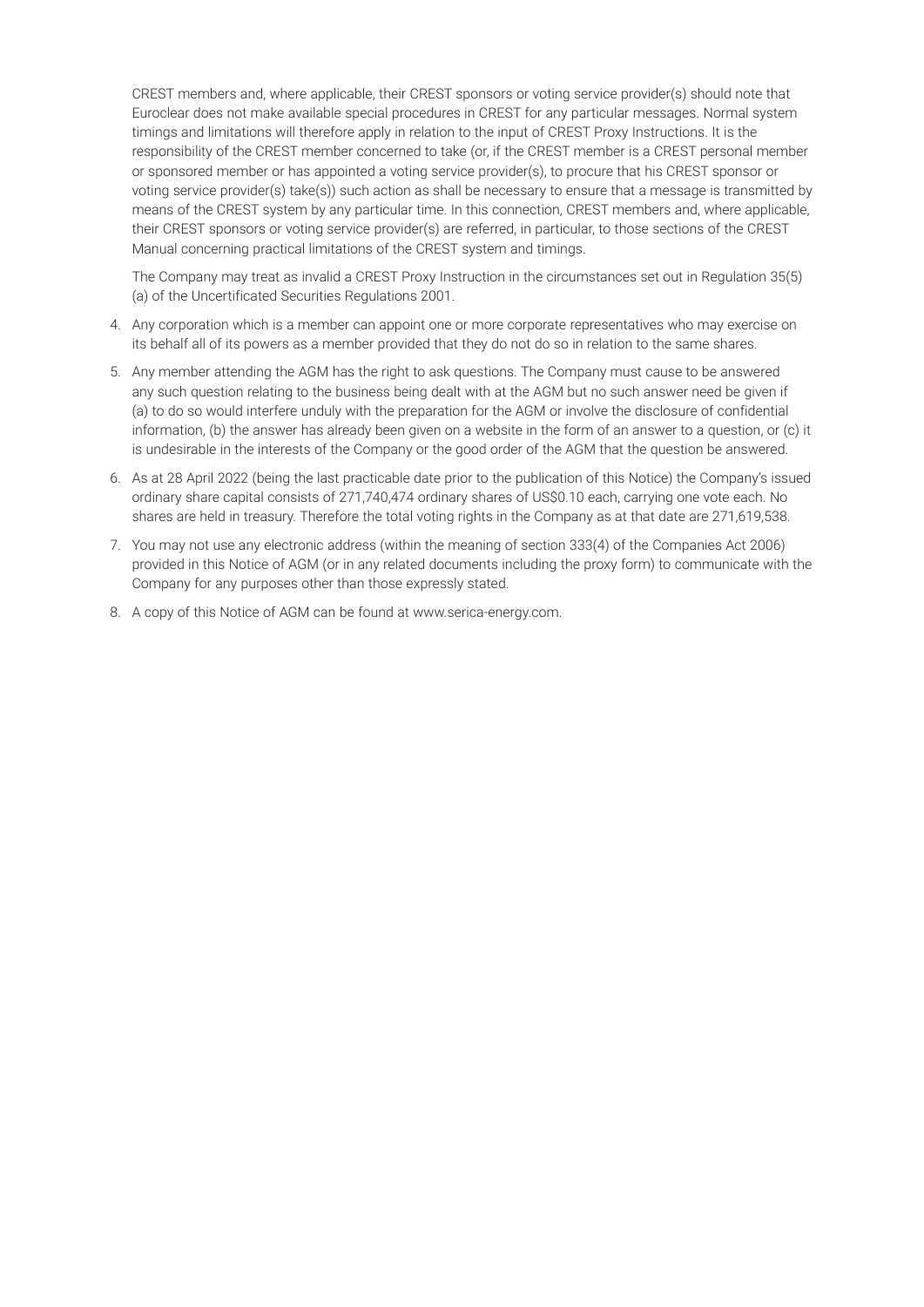CREST members and, where applicable, their CREST sponsors or voting service provider(s) should note that Euroclear does not make available special procedures in CREST for any particular messages. Normal system timings and limitations will therefore apply in relation to the input of CREST Proxy Instructions. It is the responsibility of the CREST member concerned to take (or, if the CREST member is a CREST personal member or sponsored member or has appointed a voting service provider(s), to procure that his CREST sponsor or voting service provider(s) take(s)) such action as shall be necessary to ensure that a message is transmitted by means of the CREST system by any particular time. In this connection, CREST members and, where applicable, their CREST sponsors or voting service provider(s) are referred, in particular, to those sections of the CREST Manual concerning practical limitations of the CREST system and timings.

The Company may treat as invalid a CREST Proxy Instruction in the circumstances set out in Regulation 35(5)(a) of the Uncertificated Securities Regulations 2001.

4. Any corporation which is a member can appoint one or more corporate representatives who may exercise on its behalf all of its powers as a member provided that they do not do so in relation to the same shares.
5. Any member attending the AGM has the right to ask questions. The Company must cause to be answered any such question relating to the business being dealt with at the AGM but no such answer need be given if (a) to do so would interfere unduly with the preparation for the AGM or involve the disclosure of confidential information, (b) the answer has already been given on a website in the form of an answer to a question, or (c) it is undesirable in the interests of the Company or the good order of the AGM that the question be answered.
6. As at 28 April 2022 (being the last practicable date prior to the publication of this Notice) the Company's issued ordinary share capital consists of 271,740,474 ordinary shares of US$0.10 each, carrying one vote each. No shares are held in treasury. Therefore the total voting rights in the Company as at that date are 271,619,538.
7. You may not use any electronic address (within the meaning of section 333(4) of the Companies Act 2006) provided in this Notice of AGM (or in any related documents including the proxy form) to communicate with the Company for any purposes other than those expressly stated.
8. A copy of this Notice of AGM can be found at www.serica-energy.com.